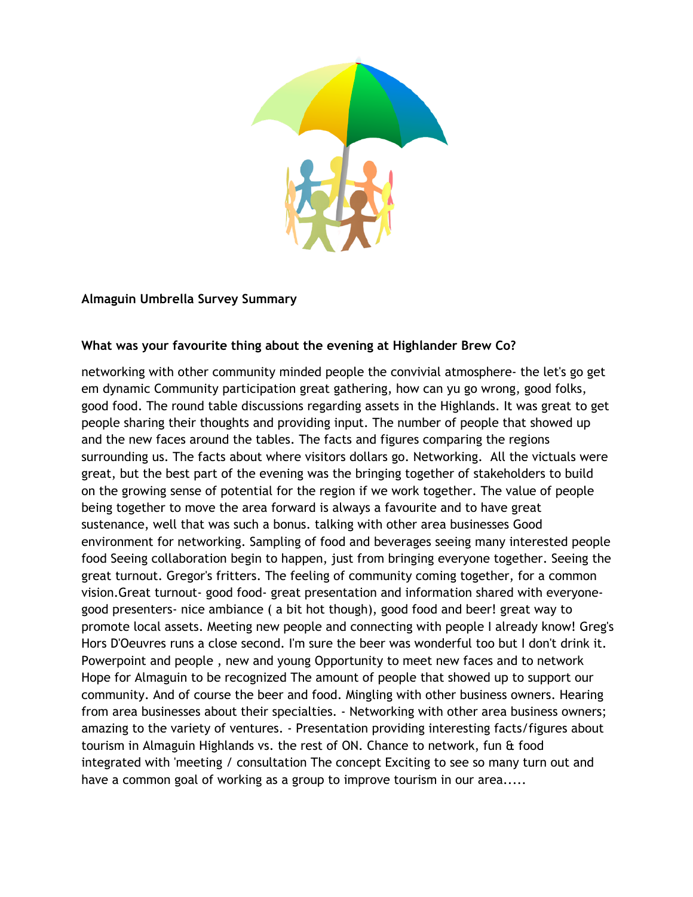**Almaguin Umbrella Survey Summary**

**What was your favourite thing about the evening at Highlander Brew Co?**

networking with other community minded people the convivial atmosphere- the let's go get em dynamic Community participation great gathering, how can yu go wrong, good folks, good food. The round table discussions regarding assets in the Highlands. It was great to get people sharing their thoughts and providing input. The number of people that showed up and the new faces around the tables. The facts and figures comparing the regions surrounding us. The facts about where visitors dollars go. Networking. All the victuals were great, but the best part of the evening was the bringing together of stakeholders to build on the growing sense of potential for the region if we work together. The value of people being together to move the area forward is always a favourite and to have great sustenance, well that was such a bonus. talking with other area businesses Good environment for networking. Sampling of food and beverages seeing many interested people food Seeing collaboration begin to happen, just from bringing everyone together. Seeing the great turnout. Gregor's fritters. The feeling of community coming together, for a common vision.Great turnout- good food- great presentation and information shared with everyone- good presenters- nice ambiance ( a bit hot though), good food and beer! great way to promote local assets. Meeting new people and connecting with people I already know! Greg's Hors D'Oeuvres runs a close second. I'm sure the beer was wonderful too but I don't drink it. Powerpoint and people , new and young Opportunity to meet new faces and to network Hope for Almaguin to be recognized The amount of people that showed up to support our community. And of course the beer and food. Mingling with other business owners. Hearing from area businesses about their specialties. - Networking with other area business owners; amazing to the variety of ventures. - Presentation providing interesting facts/figures about tourism in Almaguin Highlands vs. the rest of ON. Chance to network, fun & food integrated with 'meeting / consultation The concept Exciting to see so many turn out and have a common goal of working as a group to improve tourism in our area.....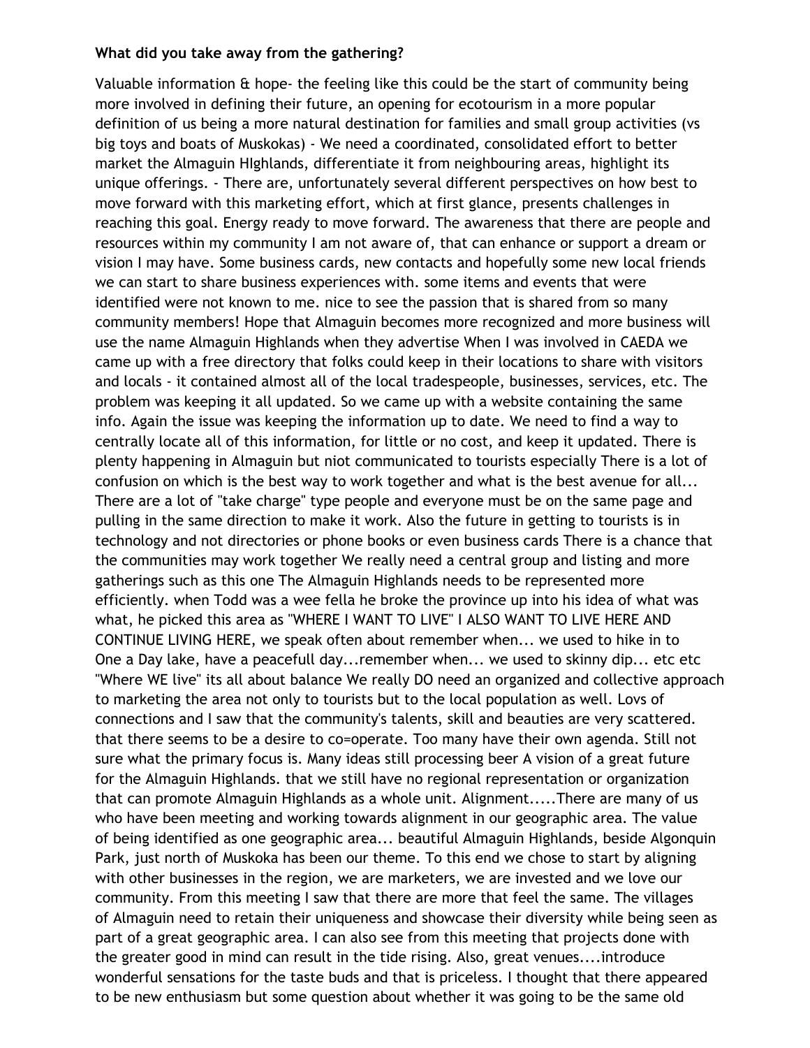**What did you take away from the gathering?**

Valuable information & hope- the feeling like this could be the start of community being more involved in defining their future, an opening for ecotourism in a more popular definition of us being a more natural destination for families and small group activities (vs big toys and boats of Muskokas) - We need a coordinated, consolidated effort to better market the Almaguin HIghlands, differentiate it from neighbouring areas, highlight its unique offerings. - There are, unfortunately several different perspectives on how best to move forward with this marketing effort, which at first glance, presents challenges in reaching this goal. Energy ready to move forward. The awareness that there are people and resources within my community I am not aware of, that can enhance or support a dream or vision I may have. Some business cards, new contacts and hopefully some new local friends we can start to share business experiences with. some items and events that were identified were not known to me. nice to see the passion that is shared from so many community members! Hope that Almaguin becomes more recognized and more business will use the name Almaguin Highlands when they advertise When I was involved in CAEDA we came up with a free directory that folks could keep in their locations to share with visitors and locals - it contained almost all of the local tradespeople, businesses, services, etc. The problem was keeping it all updated. So we came up with a website containing the same info. Again the issue was keeping the information up to date. We need to find a way to centrally locate all of this information, for little or no cost, and keep it updated. There is plenty happening in Almaguin but niot communicated to tourists especially There is a lot of confusion on which is the best way to work together and what is the best avenue for all... There are a lot of "take charge" type people and everyone must be on the same page and pulling in the same direction to make it work. Also the future in getting to tourists is in technology and not directories or phone books or even business cards There is a chance that the communities may work together We really need a central group and listing and more gatherings such as this one The Almaguin Highlands needs to be represented more efficiently. when Todd was a wee fella he broke the province up into his idea of what was what, he picked this area as "WHERE I WANT TO LIVE" I ALSO WANT TO LIVE HERE AND CONTINUE LIVING HERE, we speak often about remember when... we used to hike in to One a Day lake, have a peacefull day...remember when... we used to skinny dip... etc etc "Where WE live" its all about balance We really DO need an organized and collective approach to marketing the area not only to tourists but to the local population as well. Lovs of connections and I saw that the community's talents, skill and beauties are very scattered. that there seems to be a desire to co=operate. Too many have their own agenda. Still not sure what the primary focus is. Many ideas still processing beer A vision of a great future for the Almaguin Highlands. that we still have no regional representation or organization that can promote Almaguin Highlands as a whole unit. Alignment.....There are many of us who have been meeting and working towards alignment in our geographic area. The value of being identified as one geographic area... beautiful Almaguin Highlands, beside Algonquin Park, just north of Muskoka has been our theme. To this end we chose to start by aligning with other businesses in the region, we are marketers, we are invested and we love our community. From this meeting I saw that there are more that feel the same. The villages of Almaguin need to retain their uniqueness and showcase their diversity while being seen as part of a great geographic area. I can also see from this meeting that projects done with the greater good in mind can result in the tide rising. Also, great venues....introduce wonderful sensations for the taste buds and that is priceless. I thought that there appeared to be new enthusiasm but some question about whether it was going to be the same old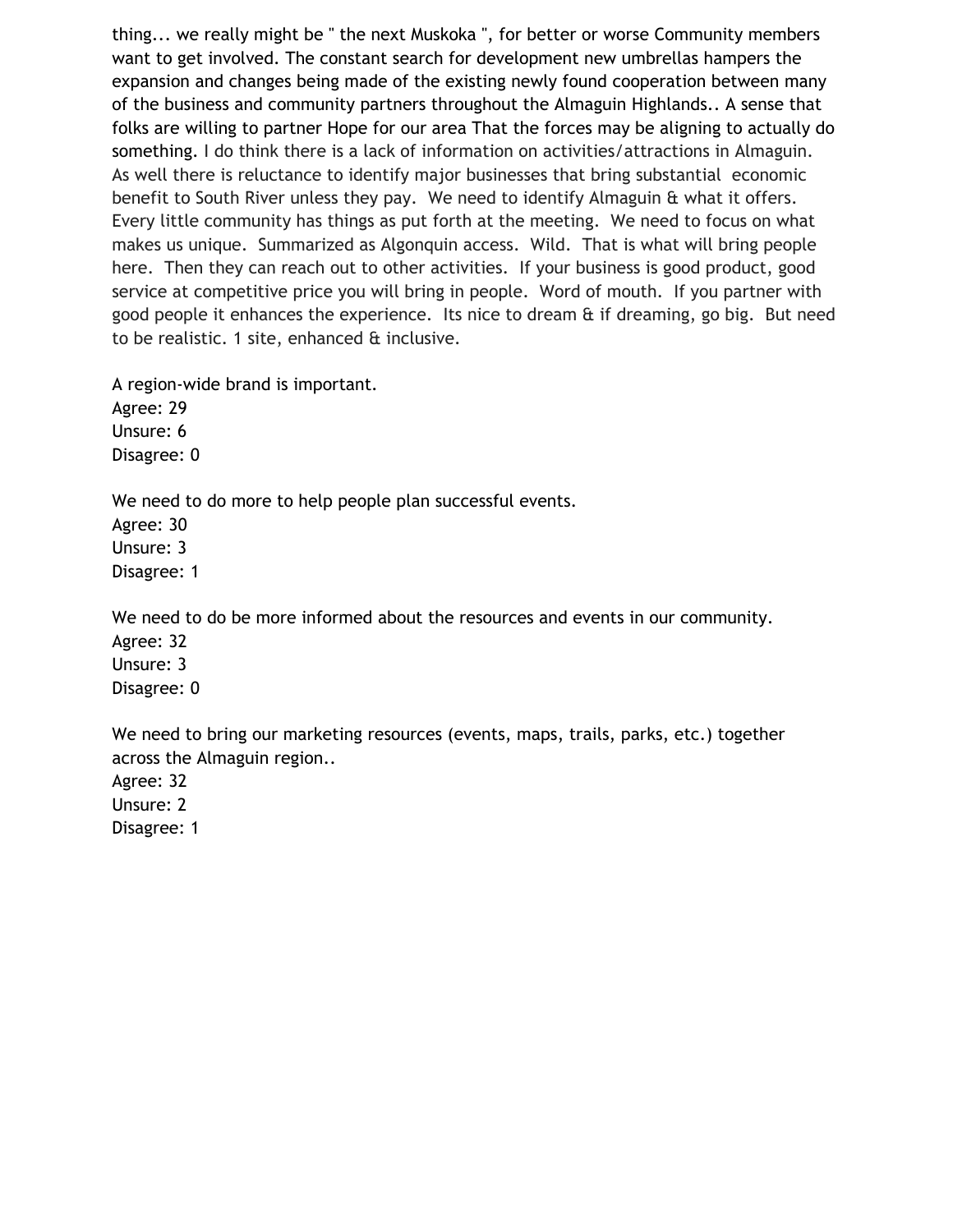thing... we really might be " the next Muskoka ", for better or worse Community members want to get involved. The constant search for development new umbrellas hampers the expansion and changes being made of the existing newly found cooperation between many of the business and community partners throughout the Almaguin Highlands.. A sense that folks are willing to partner Hope for our area That the forces may be aligning to actually do something. I do think there is a lack of information on activities/attractions in Almaguin. As well there is reluctance to identify major businesses that bring substantial economic benefit to South River unless they pay. We need to identify Almaguin & what it offers. Every little community has things as put forth at the meeting. We need to focus on what makes us unique. Summarized as Algonquin access. Wild. That is what will bring people here. Then they can reach out to other activities. If your business is good product, good service at competitive price you will bring in people. Word of mouth. If you partner with good people it enhances the experience. Its nice to dream & if dreaming, go big. But need to be realistic. 1 site, enhanced & inclusive.

A region-wide brand is important.
Agree: 29
Unsure: 6
Disagree: 0

We need to do more to help people plan successful events.
Agree: 30
Unsure: 3
Disagree: 1

We need to do be more informed about the resources and events in our community.
Agree: 32
Unsure: 3
Disagree: 0

We need to bring our marketing resources (events, maps, trails, parks, etc.) together across the Almaguin region..
Agree: 32
Unsure: 2
Disagree: 1